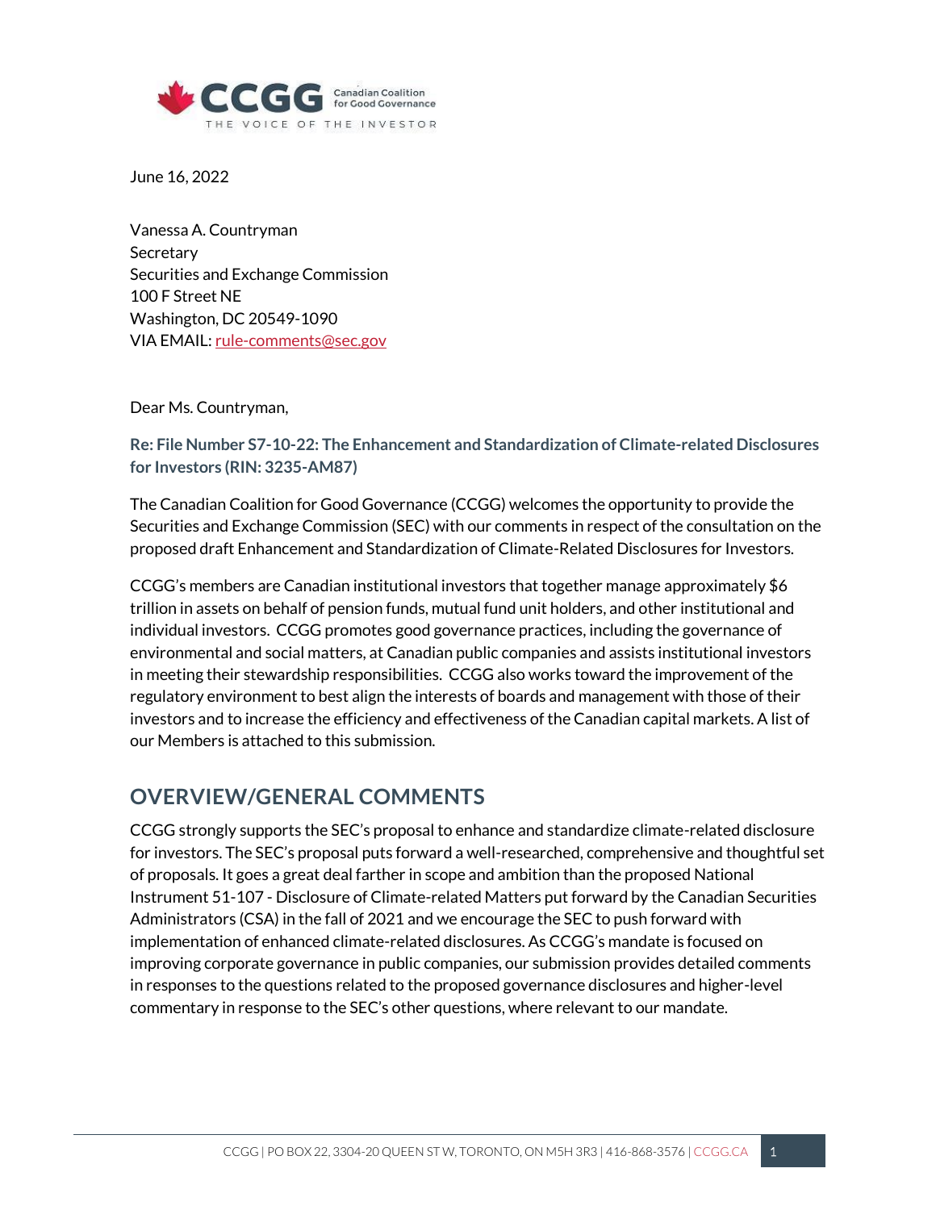June 16, 2022

Vanessa A. Countryman
Secretary
Securities and Exchange Commission
100 F Street NE
Washington, DC 20549-1090
VIA EMAIL: rule-comments@sec.gov

Dear Ms. Countryman,

**Re: File Number S7-10-22: The Enhancement and Standardization of Climate-related Disclosures for Investors (RIN: 3235-AM87)**

The Canadian Coalition for Good Governance (CCGG) welcomes the opportunity to provide the Securities and Exchange Commission (SEC) with our comments in respect of the consultation on the proposed draft Enhancement and Standardization of Climate-Related Disclosures for Investors.

CCGG's members are Canadian institutional investors that together manage approximately $6 trillion in assets on behalf of pension funds, mutual fund unit holders, and other institutional and individual investors. CCGG promotes good governance practices, including the governance of environmental and social matters, at Canadian public companies and assists institutional investors in meeting their stewardship responsibilities. CCGG also works toward the improvement of the regulatory environment to best align the interests of boards and management with those of their investors and to increase the efficiency and effectiveness of the Canadian capital markets. A list of our Members is attached to this submission.

## OVERVIEW/GENERAL COMMENTS

CCGG strongly supports the SEC's proposal to enhance and standardize climate-related disclosure for investors. The SEC's proposal puts forward a well-researched, comprehensive and thoughtful set of proposals. It goes a great deal farther in scope and ambition than the proposed National Instrument 51-107 - Disclosure of Climate-related Matters put forward by the Canadian Securities Administrators (CSA) in the fall of 2021 and we encourage the SEC to push forward with implementation of enhanced climate-related disclosures. As CCGG's mandate is focused on improving corporate governance in public companies, our submission provides detailed comments in responses to the questions related to the proposed governance disclosures and higher-level commentary in response to the SEC's other questions, where relevant to our mandate.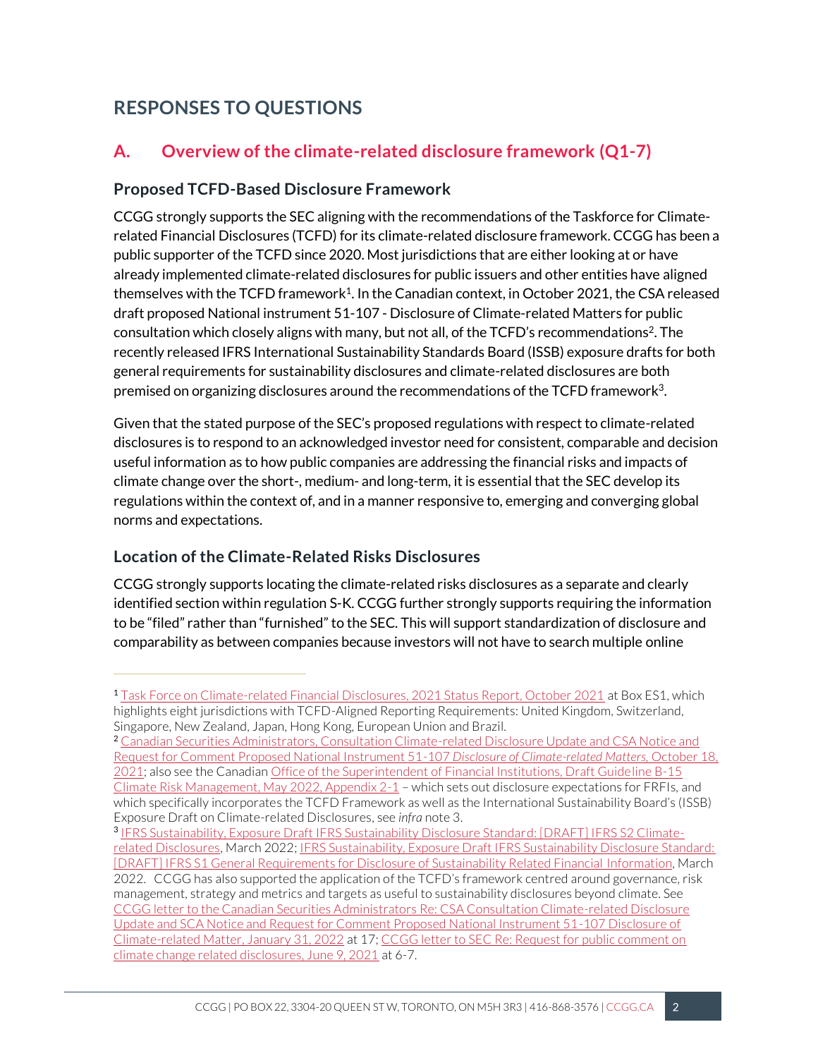# RESPONSES TO QUESTIONS

## A. Overview of the climate-related disclosure framework (Q1-7)

### Proposed TCFD-Based Disclosure Framework

CCGG strongly supports the SEC aligning with the recommendations of the Taskforce for Climate-related Financial Disclosures (TCFD) for its climate-related disclosure framework. CCGG has been a public supporter of the TCFD since 2020. Most jurisdictions that are either looking at or have already implemented climate-related disclosures for public issuers and other entities have aligned themselves with the TCFD framework[1]. In the Canadian context, in October 2021, the CSA released draft proposed National instrument 51-107 - Disclosure of Climate-related Matters for public consultation which closely aligns with many, but not all, of the TCFD's recommendations[2]. The recently released IFRS International Sustainability Standards Board (ISSB) exposure drafts for both general requirements for sustainability disclosures and climate-related disclosures are both premised on organizing disclosures around the recommendations of the TCFD framework[3].

Given that the stated purpose of the SEC's proposed regulations with respect to climate-related disclosures is to respond to an acknowledged investor need for consistent, comparable and decision useful information as to how public companies are addressing the financial risks and impacts of climate change over the short-, medium- and long-term, it is essential that the SEC develop its regulations within the context of, and in a manner responsive to, emerging and converging global norms and expectations.

### Location of the Climate-Related Risks Disclosures

CCGG strongly supports locating the climate-related risks disclosures as a separate and clearly identified section within regulation S-K. CCGG further strongly supports requiring the information to be "filed" rather than "furnished" to the SEC. This will support standardization of disclosure and comparability as between companies because investors will not have to search multiple online

---

[1] Task Force on Climate-related Financial Disclosures, 2021 Status Report, October 2021 at Box ES1, which highlights eight jurisdictions with TCFD-Aligned Reporting Requirements: United Kingdom, Switzerland, Singapore, New Zealand, Japan, Hong Kong, European Union and Brazil.

[2] Canadian Securities Administrators, Consultation Climate-related Disclosure Update and CSA Notice and Request for Comment Proposed National Instrument 51-107 *Disclosure of Climate-related Matters*, October 18, 2021; also see the Canadian Office of the Superintendent of Financial Institutions, Draft Guideline B-15 Climate Risk Management, May 2022, Appendix 2-1 – which sets out disclosure expectations for FRFIs, and which specifically incorporates the TCFD Framework as well as the International Sustainability Board's (ISSB) Exposure Draft on Climate-related Disclosures, see *infra* note 3.

[3] IFRS Sustainability, Exposure Draft IFRS Sustainability Disclosure Standard: [DRAFT] IFRS S2 Climate-related Disclosures, March 2022; IFRS Sustainability, Exposure Draft IFRS Sustainability Disclosure Standard: [DRAFT] IFRS S1 General Requirements for Disclosure of Sustainability Related Financial Information, March 2022. CCGG has also supported the application of the TCFD's framework centred around governance, risk management, strategy and metrics and targets as useful to sustainability disclosures beyond climate. See CCGG letter to the Canadian Securities Administrators Re: CSA Consultation Climate-related Disclosure Update and SCA Notice and Request for Comment Proposed National Instrument 51-107 Disclosure of Climate-related Matter, January 31, 2022 at 17; CCGG letter to SEC Re: Request for public comment on climate change related disclosures, June 9, 2021 at 6-7.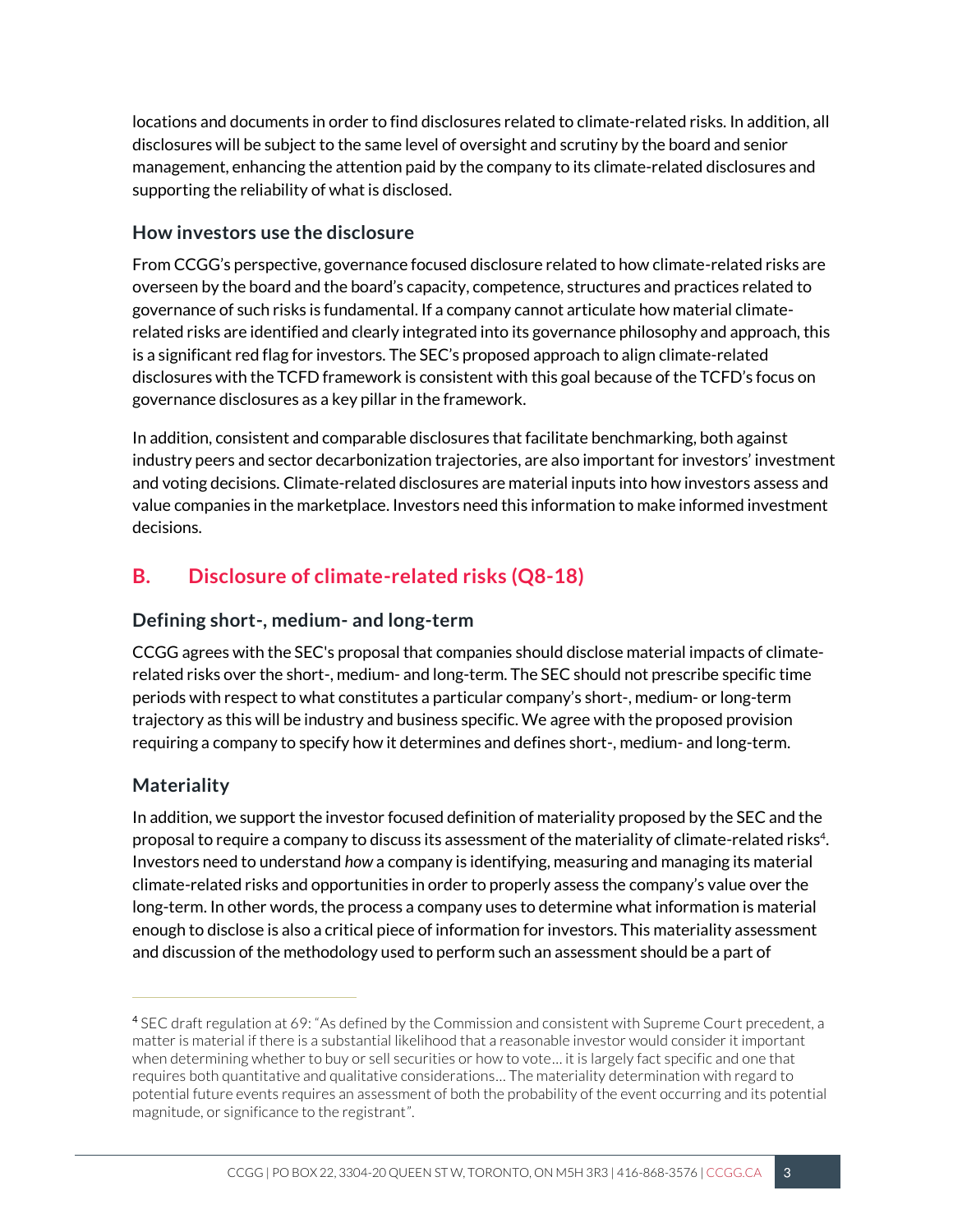locations and documents in order to find disclosures related to climate-related risks. In addition, all disclosures will be subject to the same level of oversight and scrutiny by the board and senior management, enhancing the attention paid by the company to its climate-related disclosures and supporting the reliability of what is disclosed.

### How investors use the disclosure

From CCGG's perspective, governance focused disclosure related to how climate-related risks are overseen by the board and the board's capacity, competence, structures and practices related to governance of such risks is fundamental. If a company cannot articulate how material climate-related risks are identified and clearly integrated into its governance philosophy and approach, this is a significant red flag for investors. The SEC's proposed approach to align climate-related disclosures with the TCFD framework is consistent with this goal because of the TCFD's focus on governance disclosures as a key pillar in the framework.

In addition, consistent and comparable disclosures that facilitate benchmarking, both against industry peers and sector decarbonization trajectories, are also important for investors' investment and voting decisions. Climate-related disclosures are material inputs into how investors assess and value companies in the marketplace. Investors need this information to make informed investment decisions.

## B. Disclosure of climate-related risks (Q8-18)

### Defining short-, medium- and long-term

CCGG agrees with the SEC's proposal that companies should disclose material impacts of climate-related risks over the short-, medium- and long-term. The SEC should not prescribe specific time periods with respect to what constitutes a particular company's short-, medium- or long-term trajectory as this will be industry and business specific. We agree with the proposed provision requiring a company to specify how it determines and defines short-, medium- and long-term.

### Materiality

In addition, we support the investor focused definition of materiality proposed by the SEC and the proposal to require a company to discuss its assessment of the materiality of climate-related risks[4]. Investors need to understand *how* a company is identifying, measuring and managing its material climate-related risks and opportunities in order to properly assess the company's value over the long-term. In other words, the process a company uses to determine what information is material enough to disclose is also a critical piece of information for investors. This materiality assessment and discussion of the methodology used to perform such an assessment should be a part of

---

[4] SEC draft regulation at 69: "As defined by the Commission and consistent with Supreme Court precedent, a matter is material if there is a substantial likelihood that a reasonable investor would consider it important when determining whether to buy or sell securities or how to vote… it is largely fact specific and one that requires both quantitative and qualitative considerations… The materiality determination with regard to potential future events requires an assessment of both the probability of the event occurring and its potential magnitude, or significance to the registrant".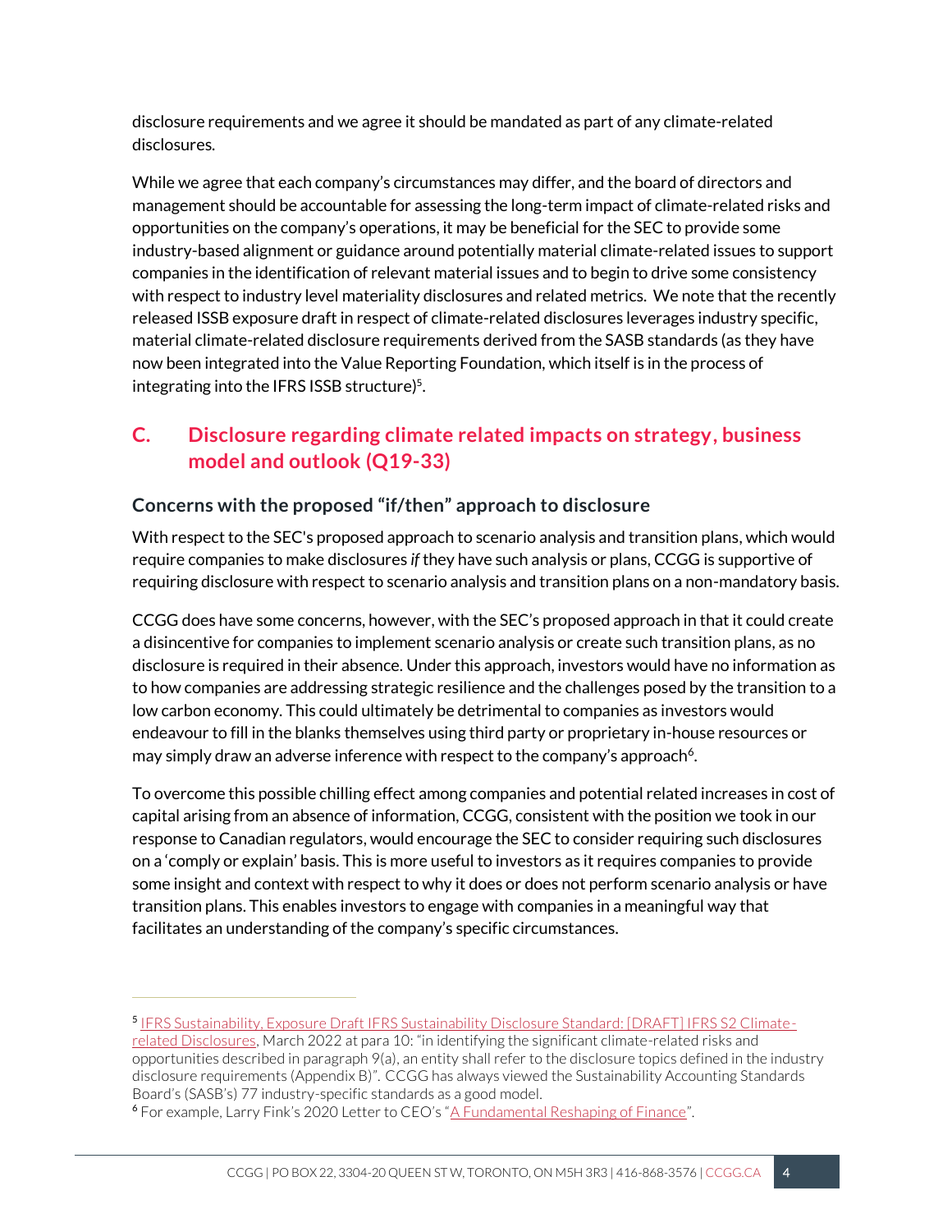disclosure requirements and we agree it should be mandated as part of any climate-related disclosures.

While we agree that each company's circumstances may differ, and the board of directors and management should be accountable for assessing the long-term impact of climate-related risks and opportunities on the company's operations, it may be beneficial for the SEC to provide some industry-based alignment or guidance around potentially material climate-related issues to support companies in the identification of relevant material issues and to begin to drive some consistency with respect to industry level materiality disclosures and related metrics. We note that the recently released ISSB exposure draft in respect of climate-related disclosures leverages industry specific, material climate-related disclosure requirements derived from the SASB standards (as they have now been integrated into the Value Reporting Foundation, which itself is in the process of integrating into the IFRS ISSB structure)[5].

## C. Disclosure regarding climate related impacts on strategy, business model and outlook (Q19-33)

### Concerns with the proposed "if/then" approach to disclosure

With respect to the SEC's proposed approach to scenario analysis and transition plans, which would require companies to make disclosures *if* they have such analysis or plans, CCGG is supportive of requiring disclosure with respect to scenario analysis and transition plans on a non-mandatory basis.

CCGG does have some concerns, however, with the SEC's proposed approach in that it could create a disincentive for companies to implement scenario analysis or create such transition plans, as no disclosure is required in their absence. Under this approach, investors would have no information as to how companies are addressing strategic resilience and the challenges posed by the transition to a low carbon economy. This could ultimately be detrimental to companies as investors would endeavour to fill in the blanks themselves using third party or proprietary in-house resources or may simply draw an adverse inference with respect to the company's approach[6].

To overcome this possible chilling effect among companies and potential related increases in cost of capital arising from an absence of information, CCGG, consistent with the position we took in our response to Canadian regulators, would encourage the SEC to consider requiring such disclosures on a 'comply or explain' basis. This is more useful to investors as it requires companies to provide some insight and context with respect to why it does or does not perform scenario analysis or have transition plans. This enables investors to engage with companies in a meaningful way that facilitates an understanding of the company's specific circumstances.

---

[5] IFRS Sustainability, Exposure Draft IFRS Sustainability Disclosure Standard: [DRAFT] IFRS S2 Climate-related Disclosures, March 2022 at para 10: "in identifying the significant climate-related risks and opportunities described in paragraph 9(a), an entity shall refer to the disclosure topics defined in the industry disclosure requirements (Appendix B)". CCGG has always viewed the Sustainability Accounting Standards Board's (SASB's) 77 industry-specific standards as a good model.

[6] For example, Larry Fink's 2020 Letter to CEO's "A Fundamental Reshaping of Finance".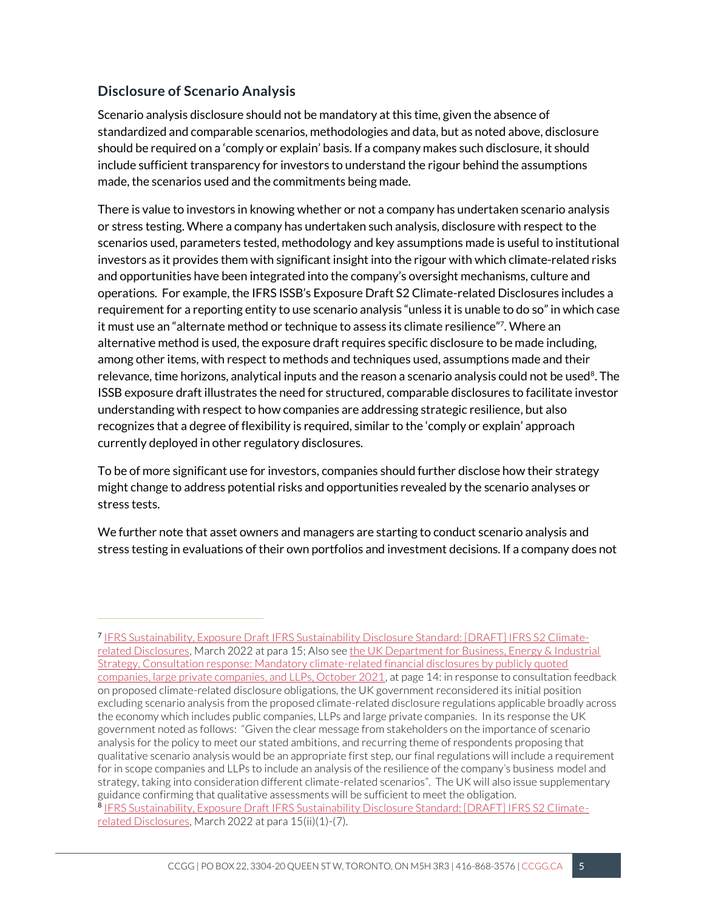## Disclosure of Scenario Analysis

Scenario analysis disclosure should not be mandatory at this time, given the absence of standardized and comparable scenarios, methodologies and data, but as noted above, disclosure should be required on a 'comply or explain' basis. If a company makes such disclosure, it should include sufficient transparency for investors to understand the rigour behind the assumptions made, the scenarios used and the commitments being made.

There is value to investors in knowing whether or not a company has undertaken scenario analysis or stress testing. Where a company has undertaken such analysis, disclosure with respect to the scenarios used, parameters tested, methodology and key assumptions made is useful to institutional investors as it provides them with significant insight into the rigour with which climate-related risks and opportunities have been integrated into the company's oversight mechanisms, culture and operations. For example, the IFRS ISSB's Exposure Draft S2 Climate-related Disclosures includes a requirement for a reporting entity to use scenario analysis "unless it is unable to do so" in which case it must use an "alternate method or technique to assess its climate resilience"[7]. Where an alternative method is used, the exposure draft requires specific disclosure to be made including, among other items, with respect to methods and techniques used, assumptions made and their relevance, time horizons, analytical inputs and the reason a scenario analysis could not be used[8]. The ISSB exposure draft illustrates the need for structured, comparable disclosures to facilitate investor understanding with respect to how companies are addressing strategic resilience, but also recognizes that a degree of flexibility is required, similar to the 'comply or explain' approach currently deployed in other regulatory disclosures.

To be of more significant use for investors, companies should further disclose how their strategy might change to address potential risks and opportunities revealed by the scenario analyses or stress tests.

We further note that asset owners and managers are starting to conduct scenario analysis and stress testing in evaluations of their own portfolios and investment decisions. If a company does not

---

[7] IFRS Sustainability, Exposure Draft IFRS Sustainability Disclosure Standard: [DRAFT] IFRS S2 Climate-related Disclosures, March 2022 at para 15; Also see the UK Department for Business, Energy & Industrial Strategy, Consultation response: Mandatory climate-related financial disclosures by publicly quoted companies, large private companies, and LLPs, October 2021, at page 14: in response to consultation feedback on proposed climate-related disclosure obligations, the UK government reconsidered its initial position excluding scenario analysis from the proposed climate-related disclosure regulations applicable broadly across the economy which includes public companies, LLPs and large private companies. In its response the UK government noted as follows: "Given the clear message from stakeholders on the importance of scenario analysis for the policy to meet our stated ambitions, and recurring theme of respondents proposing that qualitative scenario analysis would be an appropriate first step, our final regulations will include a requirement for in scope companies and LLPs to include an analysis of the resilience of the company's business model and strategy, taking into consideration different climate-related scenarios". The UK will also issue supplementary guidance confirming that qualitative assessments will be sufficient to meet the obligation.

[8] IFRS Sustainability, Exposure Draft IFRS Sustainability Disclosure Standard: [DRAFT] IFRS S2 Climate-related Disclosures, March 2022 at para 15(ii)(1)-(7).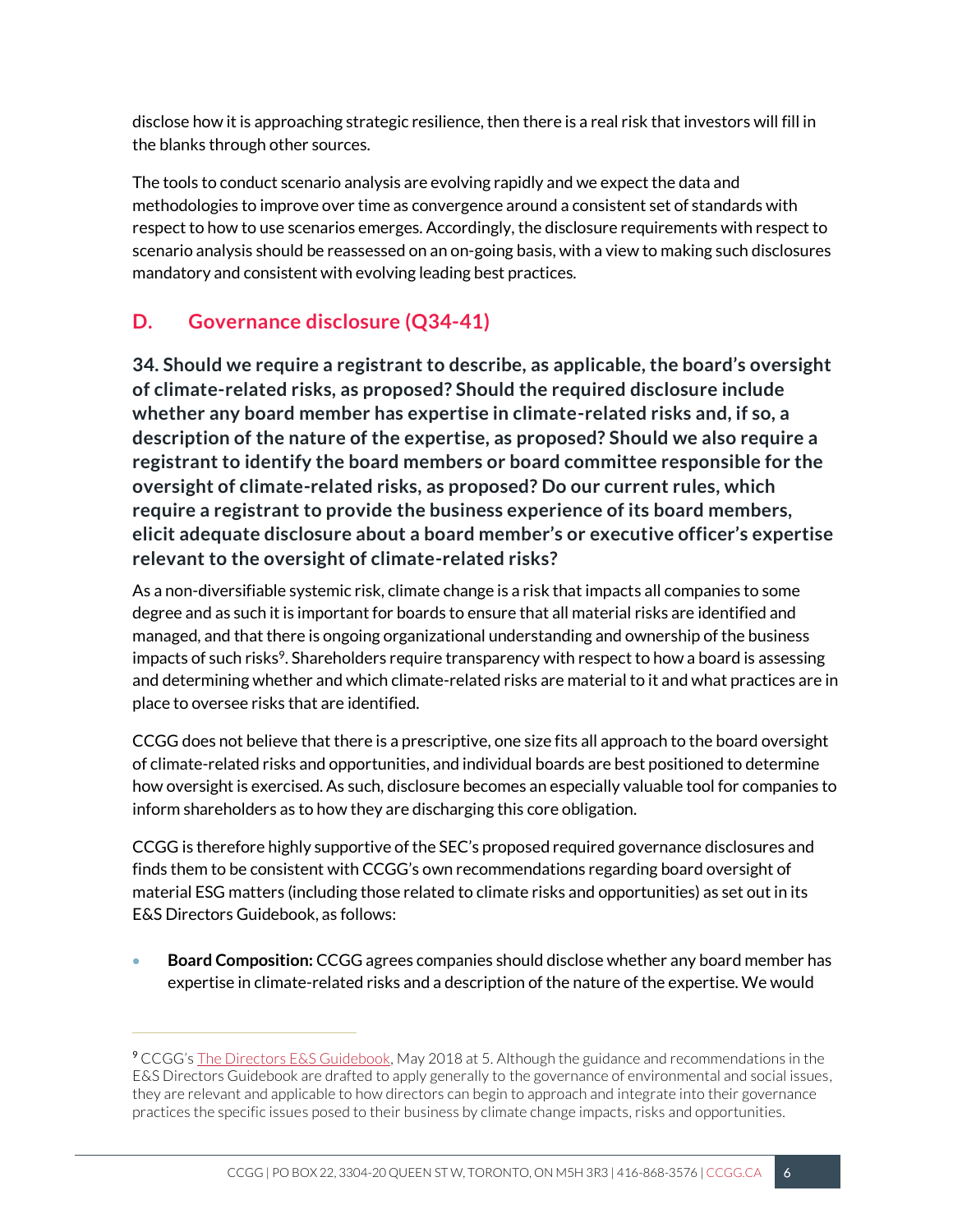disclose how it is approaching strategic resilience, then there is a real risk that investors will fill in the blanks through other sources.

The tools to conduct scenario analysis are evolving rapidly and we expect the data and methodologies to improve over time as convergence around a consistent set of standards with respect to how to use scenarios emerges. Accordingly, the disclosure requirements with respect to scenario analysis should be reassessed on an on-going basis, with a view to making such disclosures mandatory and consistent with evolving leading best practices.

## D. Governance disclosure (Q34-41)

**34. Should we require a registrant to describe, as applicable, the board's oversight of climate-related risks, as proposed? Should the required disclosure include whether any board member has expertise in climate-related risks and, if so, a description of the nature of the expertise, as proposed? Should we also require a registrant to identify the board members or board committee responsible for the oversight of climate-related risks, as proposed? Do our current rules, which require a registrant to provide the business experience of its board members, elicit adequate disclosure about a board member's or executive officer's expertise relevant to the oversight of climate-related risks?**

As a non-diversifiable systemic risk, climate change is a risk that impacts all companies to some degree and as such it is important for boards to ensure that all material risks are identified and managed, and that there is ongoing organizational understanding and ownership of the business impacts of such risks[9]. Shareholders require transparency with respect to how a board is assessing and determining whether and which climate-related risks are material to it and what practices are in place to oversee risks that are identified.

CCGG does not believe that there is a prescriptive, one size fits all approach to the board oversight of climate-related risks and opportunities, and individual boards are best positioned to determine how oversight is exercised. As such, disclosure becomes an especially valuable tool for companies to inform shareholders as to how they are discharging this core obligation.

CCGG is therefore highly supportive of the SEC's proposed required governance disclosures and finds them to be consistent with CCGG's own recommendations regarding board oversight of material ESG matters (including those related to climate risks and opportunities) as set out in its E&S Directors Guidebook, as follows:

- **Board Composition:** CCGG agrees companies should disclose whether any board member has expertise in climate-related risks and a description of the nature of the expertise. We would

---

[9] CCGG's The Directors E&S Guidebook, May 2018 at 5. Although the guidance and recommendations in the E&S Directors Guidebook are drafted to apply generally to the governance of environmental and social issues, they are relevant and applicable to how directors can begin to approach and integrate into their governance practices the specific issues posed to their business by climate change impacts, risks and opportunities.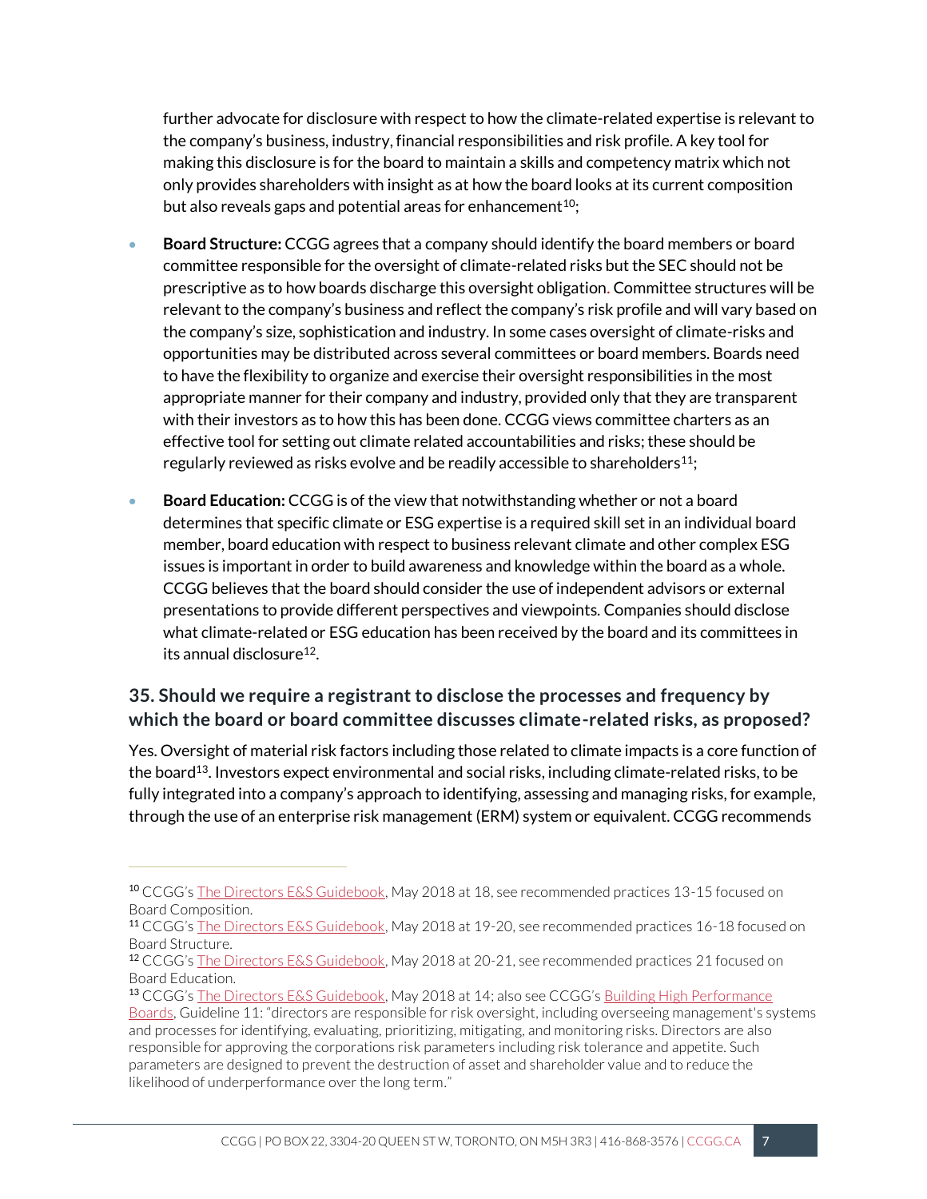further advocate for disclosure with respect to how the climate-related expertise is relevant to the company's business, industry, financial responsibilities and risk profile. A key tool for making this disclosure is for the board to maintain a skills and competency matrix which not only provides shareholders with insight as at how the board looks at its current composition but also reveals gaps and potential areas for enhancement[10];

- **Board Structure:** CCGG agrees that a company should identify the board members or board committee responsible for the oversight of climate-related risks but the SEC should not be prescriptive as to how boards discharge this oversight obligation. Committee structures will be relevant to the company's business and reflect the company's risk profile and will vary based on the company's size, sophistication and industry. In some cases oversight of climate-risks and opportunities may be distributed across several committees or board members. Boards need to have the flexibility to organize and exercise their oversight responsibilities in the most appropriate manner for their company and industry, provided only that they are transparent with their investors as to how this has been done. CCGG views committee charters as an effective tool for setting out climate related accountabilities and risks; these should be regularly reviewed as risks evolve and be readily accessible to shareholders[11];

- **Board Education:** CCGG is of the view that notwithstanding whether or not a board determines that specific climate or ESG expertise is a required skill set in an individual board member, board education with respect to business relevant climate and other complex ESG issues is important in order to build awareness and knowledge within the board as a whole. CCGG believes that the board should consider the use of independent advisors or external presentations to provide different perspectives and viewpoints. Companies should disclose what climate-related or ESG education has been received by the board and its committees in its annual disclosure[12].

### 35. Should we require a registrant to disclose the processes and frequency by which the board or board committee discusses climate-related risks, as proposed?

Yes. Oversight of material risk factors including those related to climate impacts is a core function of the board[13]. Investors expect environmental and social risks, including climate-related risks, to be fully integrated into a company's approach to identifying, assessing and managing risks, for example, through the use of an enterprise risk management (ERM) system or equivalent. CCGG recommends

---

[10] CCGG's The Directors E&S Guidebook, May 2018 at 18, see recommended practices 13-15 focused on Board Composition.

[11] CCGG's The Directors E&S Guidebook, May 2018 at 19-20, see recommended practices 16-18 focused on Board Structure.

[12] CCGG's The Directors E&S Guidebook, May 2018 at 20-21, see recommended practices 21 focused on Board Education.

[13] CCGG's The Directors E&S Guidebook, May 2018 at 14; also see CCGG's Building High Performance Boards, Guideline 11: "directors are responsible for risk oversight, including overseeing management's systems and processes for identifying, evaluating, prioritizing, mitigating, and monitoring risks. Directors are also responsible for approving the corporations risk parameters including risk tolerance and appetite. Such parameters are designed to prevent the destruction of asset and shareholder value and to reduce the likelihood of underperformance over the long term."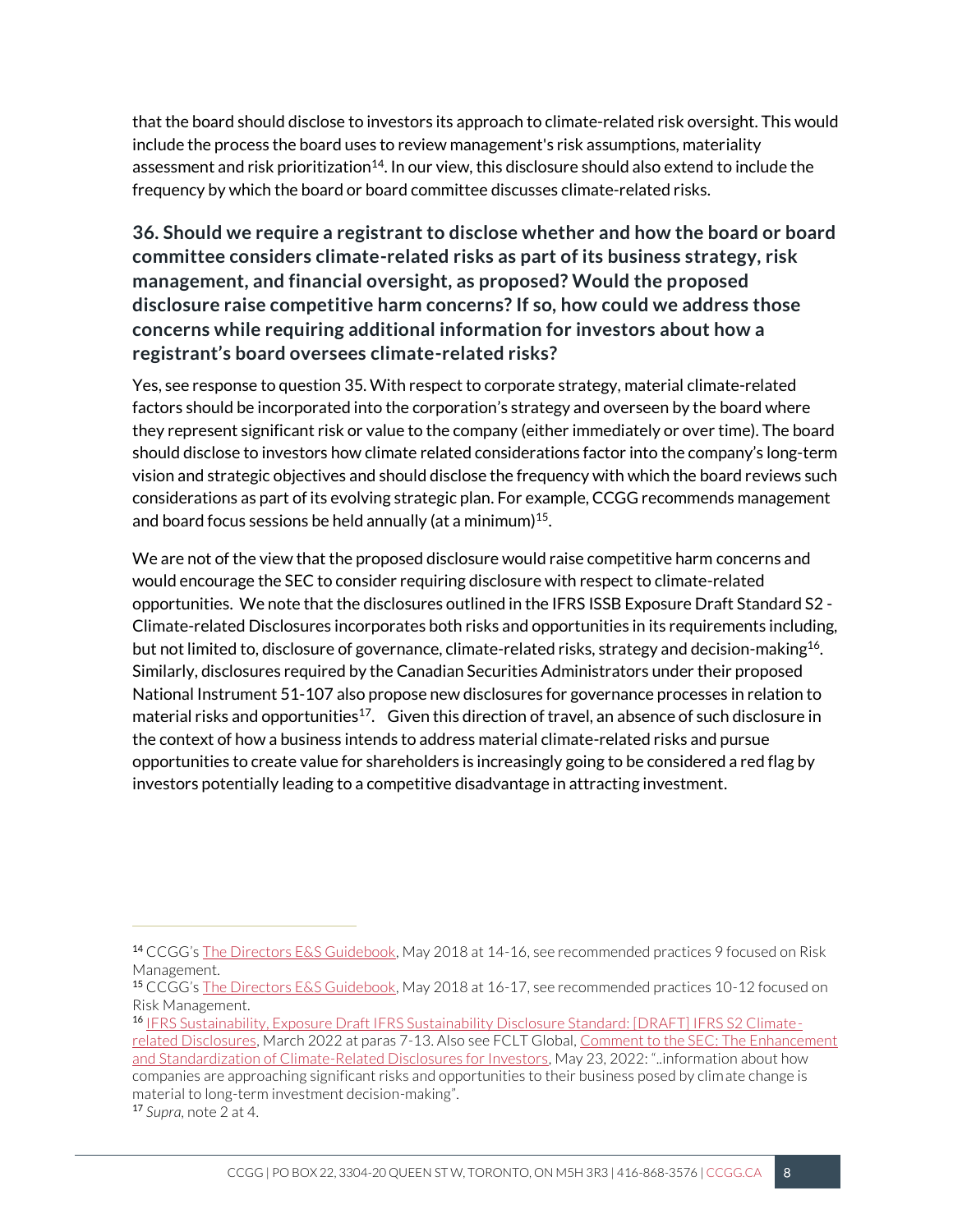that the board should disclose to investors its approach to climate-related risk oversight. This would include the process the board uses to review management's risk assumptions, materiality assessment and risk prioritization[14]. In our view, this disclosure should also extend to include the frequency by which the board or board committee discusses climate-related risks.

### 36. Should we require a registrant to disclose whether and how the board or board committee considers climate-related risks as part of its business strategy, risk management, and financial oversight, as proposed? Would the proposed disclosure raise competitive harm concerns? If so, how could we address those concerns while requiring additional information for investors about how a registrant's board oversees climate-related risks?

Yes, see response to question 35. With respect to corporate strategy, material climate-related factors should be incorporated into the corporation's strategy and overseen by the board where they represent significant risk or value to the company (either immediately or over time). The board should disclose to investors how climate related considerations factor into the company's long-term vision and strategic objectives and should disclose the frequency with which the board reviews such considerations as part of its evolving strategic plan. For example, CCGG recommends management and board focus sessions be held annually (at a minimum)[15].

We are not of the view that the proposed disclosure would raise competitive harm concerns and would encourage the SEC to consider requiring disclosure with respect to climate-related opportunities. We note that the disclosures outlined in the IFRS ISSB Exposure Draft Standard S2 - Climate-related Disclosures incorporates both risks and opportunities in its requirements including, but not limited to, disclosure of governance, climate-related risks, strategy and decision-making[16]. Similarly, disclosures required by the Canadian Securities Administrators under their proposed National Instrument 51-107 also propose new disclosures for governance processes in relation to material risks and opportunities[17]. Given this direction of travel, an absence of such disclosure in the context of how a business intends to address material climate-related risks and pursue opportunities to create value for shareholders is increasingly going to be considered a red flag by investors potentially leading to a competitive disadvantage in attracting investment.

---

[14] CCGG's The Directors E&S Guidebook, May 2018 at 14-16, see recommended practices 9 focused on Risk Management.

[15] CCGG's The Directors E&S Guidebook, May 2018 at 16-17, see recommended practices 10-12 focused on Risk Management.

[16] IFRS Sustainability, Exposure Draft IFRS Sustainability Disclosure Standard: [DRAFT] IFRS S2 Climate-related Disclosures, March 2022 at paras 7-13. Also see FCLT Global, Comment to the SEC: The Enhancement and Standardization of Climate-Related Disclosures for Investors, May 23, 2022: "..information about how companies are approaching significant risks and opportunities to their business posed by climate change is material to long-term investment decision-making".

[17] *Supra*, note 2 at 4.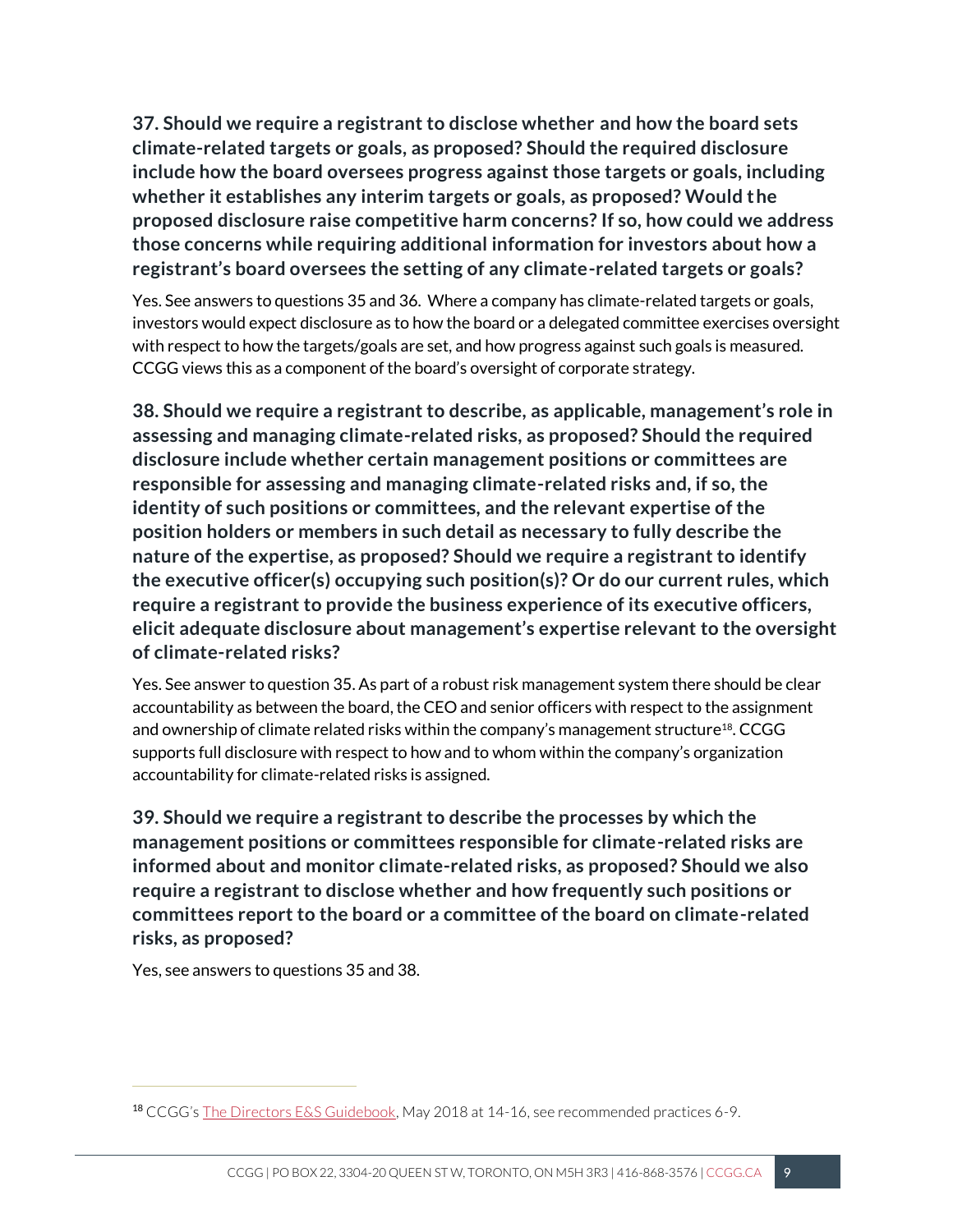**37. Should we require a registrant to disclose whether and how the board sets climate-related targets or goals, as proposed? Should the required disclosure include how the board oversees progress against those targets or goals, including whether it establishes any interim targets or goals, as proposed? Would the proposed disclosure raise competitive harm concerns? If so, how could we address those concerns while requiring additional information for investors about how a registrant's board oversees the setting of any climate-related targets or goals?**

Yes. See answers to questions 35 and 36. Where a company has climate-related targets or goals, investors would expect disclosure as to how the board or a delegated committee exercises oversight with respect to how the targets/goals are set, and how progress against such goals is measured. CCGG views this as a component of the board's oversight of corporate strategy.

**38. Should we require a registrant to describe, as applicable, management's role in assessing and managing climate-related risks, as proposed? Should the required disclosure include whether certain management positions or committees are responsible for assessing and managing climate-related risks and, if so, the identity of such positions or committees, and the relevant expertise of the position holders or members in such detail as necessary to fully describe the nature of the expertise, as proposed? Should we require a registrant to identify the executive officer(s) occupying such position(s)? Or do our current rules, which require a registrant to provide the business experience of its executive officers, elicit adequate disclosure about management's expertise relevant to the oversight of climate-related risks?**

Yes. See answer to question 35. As part of a robust risk management system there should be clear accountability as between the board, the CEO and senior officers with respect to the assignment and ownership of climate related risks within the company's management structure[18]. CCGG supports full disclosure with respect to how and to whom within the company's organization accountability for climate-related risks is assigned.

**39. Should we require a registrant to describe the processes by which the management positions or committees responsible for climate-related risks are informed about and monitor climate-related risks, as proposed? Should we also require a registrant to disclose whether and how frequently such positions or committees report to the board or a committee of the board on climate-related risks, as proposed?**

Yes, see answers to questions 35 and 38.

---

[18] CCGG's The Directors E&S Guidebook, May 2018 at 14-16, see recommended practices 6-9.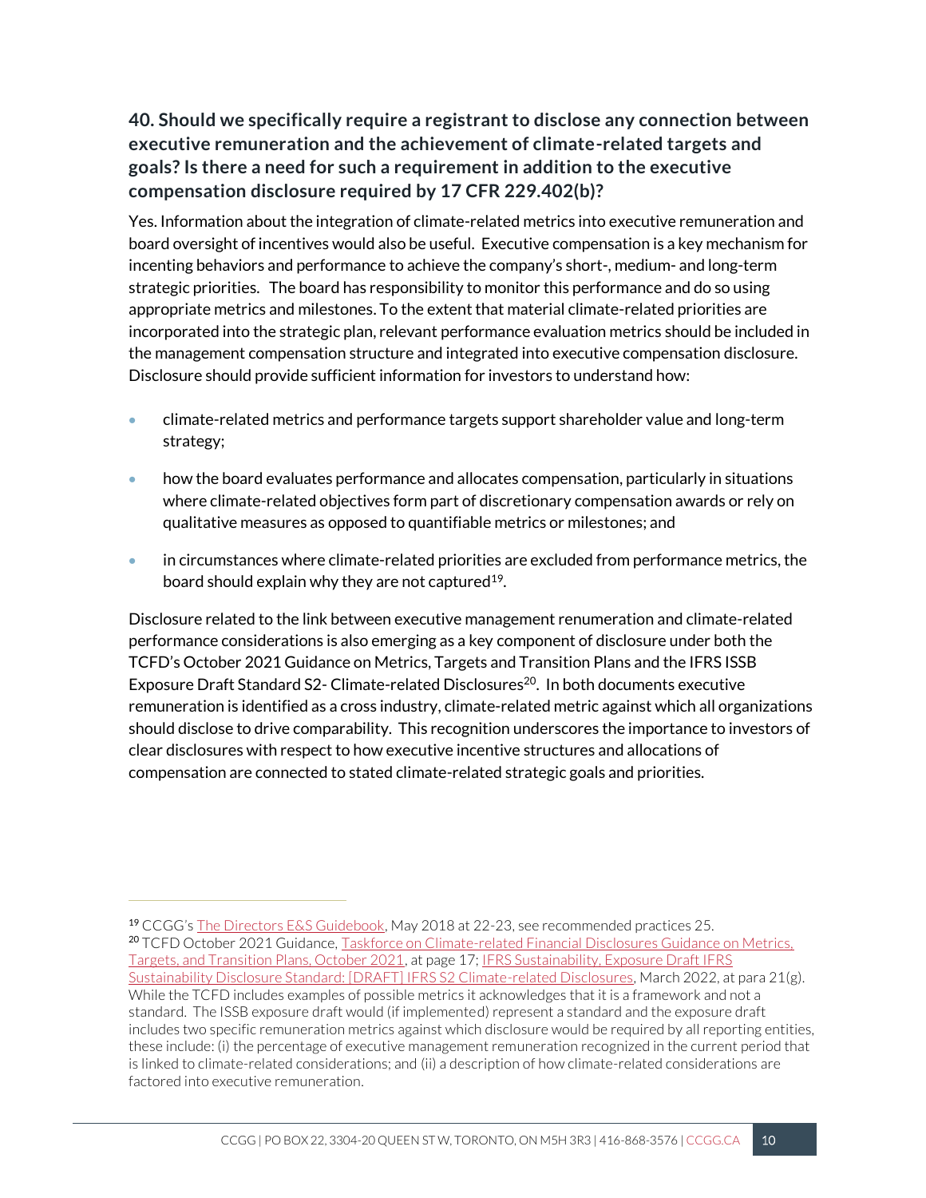### 40. Should we specifically require a registrant to disclose any connection between executive remuneration and the achievement of climate-related targets and goals? Is there a need for such a requirement in addition to the executive compensation disclosure required by 17 CFR 229.402(b)?

Yes. Information about the integration of climate-related metrics into executive remuneration and board oversight of incentives would also be useful. Executive compensation is a key mechanism for incenting behaviors and performance to achieve the company's short-, medium- and long-term strategic priorities. The board has responsibility to monitor this performance and do so using appropriate metrics and milestones. To the extent that material climate-related priorities are incorporated into the strategic plan, relevant performance evaluation metrics should be included in the management compensation structure and integrated into executive compensation disclosure. Disclosure should provide sufficient information for investors to understand how:

- climate-related metrics and performance targets support shareholder value and long-term strategy;
- how the board evaluates performance and allocates compensation, particularly in situations where climate-related objectives form part of discretionary compensation awards or rely on qualitative measures as opposed to quantifiable metrics or milestones; and
- in circumstances where climate-related priorities are excluded from performance metrics, the board should explain why they are not captured[19].

Disclosure related to the link between executive management renumeration and climate-related performance considerations is also emerging as a key component of disclosure under both the TCFD's October 2021 Guidance on Metrics, Targets and Transition Plans and the IFRS ISSB Exposure Draft Standard S2- Climate-related Disclosures[20]. In both documents executive remuneration is identified as a cross industry, climate-related metric against which all organizations should disclose to drive comparability. This recognition underscores the importance to investors of clear disclosures with respect to how executive incentive structures and allocations of compensation are connected to stated climate-related strategic goals and priorities.

---

[19] CCGG's The Directors E&S Guidebook, May 2018 at 22-23, see recommended practices 25.

[20] TCFD October 2021 Guidance, Taskforce on Climate-related Financial Disclosures Guidance on Metrics, Targets, and Transition Plans, October 2021, at page 17; IFRS Sustainability, Exposure Draft IFRS Sustainability Disclosure Standard: [DRAFT] IFRS S2 Climate-related Disclosures, March 2022, at para 21(g). While the TCFD includes examples of possible metrics it acknowledges that it is a framework and not a standard. The ISSB exposure draft would (if implemented) represent a standard and the exposure draft includes two specific remuneration metrics against which disclosure would be required by all reporting entities, these include: (i) the percentage of executive management remuneration recognized in the current period that is linked to climate-related considerations; and (ii) a description of how climate-related considerations are factored into executive remuneration.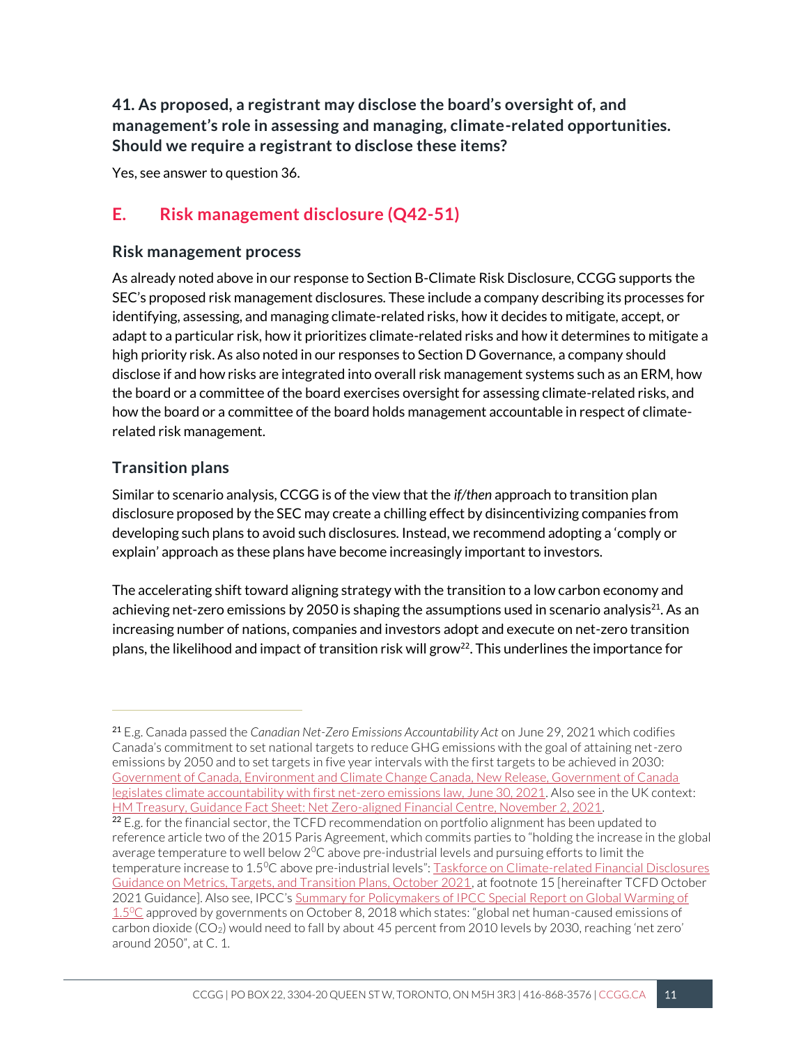**41. As proposed, a registrant may disclose the board's oversight of, and management's role in assessing and managing, climate-related opportunities. Should we require a registrant to disclose these items?**

Yes, see answer to question 36.

## E. Risk management disclosure (Q42-51)

### Risk management process

As already noted above in our response to Section B-Climate Risk Disclosure, CCGG supports the SEC's proposed risk management disclosures. These include a company describing its processes for identifying, assessing, and managing climate-related risks, how it decides to mitigate, accept, or adapt to a particular risk, how it prioritizes climate-related risks and how it determines to mitigate a high priority risk. As also noted in our responses to Section D Governance, a company should disclose if and how risks are integrated into overall risk management systems such as an ERM, how the board or a committee of the board exercises oversight for assessing climate-related risks, and how the board or a committee of the board holds management accountable in respect of climate-related risk management.

### Transition plans

Similar to scenario analysis, CCGG is of the view that the *if/then* approach to transition plan disclosure proposed by the SEC may create a chilling effect by disincentivizing companies from developing such plans to avoid such disclosures. Instead, we recommend adopting a 'comply or explain' approach as these plans have become increasingly important to investors.

The accelerating shift toward aligning strategy with the transition to a low carbon economy and achieving net-zero emissions by 2050 is shaping the assumptions used in scenario analysis[21]. As an increasing number of nations, companies and investors adopt and execute on net-zero transition plans, the likelihood and impact of transition risk will grow[22]. This underlines the importance for

---

[21] E.g. Canada passed the *Canadian Net-Zero Emissions Accountability Act* on June 29, 2021 which codifies Canada's commitment to set national targets to reduce GHG emissions with the goal of attaining net-zero emissions by 2050 and to set targets in five year intervals with the first targets to be achieved in 2030: Government of Canada, Environment and Climate Change Canada, New Release, Government of Canada legislates climate accountability with first net-zero emissions law, June 30, 2021. Also see in the UK context: HM Treasury, Guidance Fact Sheet: Net Zero-aligned Financial Centre, November 2, 2021.

[22] E.g. for the financial sector, the TCFD recommendation on portfolio alignment has been updated to reference article two of the 2015 Paris Agreement, which commits parties to "holding the increase in the global average temperature to well below 2$^{0}$C above pre-industrial levels and pursuing efforts to limit the temperature increase to 1.5$^{0}$C above pre-industrial levels": Taskforce on Climate-related Financial Disclosures Guidance on Metrics, Targets, and Transition Plans, October 2021, at footnote 15 [hereinafter TCFD October 2021 Guidance]. Also see, IPCC's Summary for Policymakers of IPCC Special Report on Global Warming of 1.5$^{0}$C approved by governments on October 8, 2018 which states: "global net human-caused emissions of carbon dioxide ($CO_2$) would need to fall by about 45 percent from 2010 levels by 2030, reaching 'net zero' around 2050", at C. 1.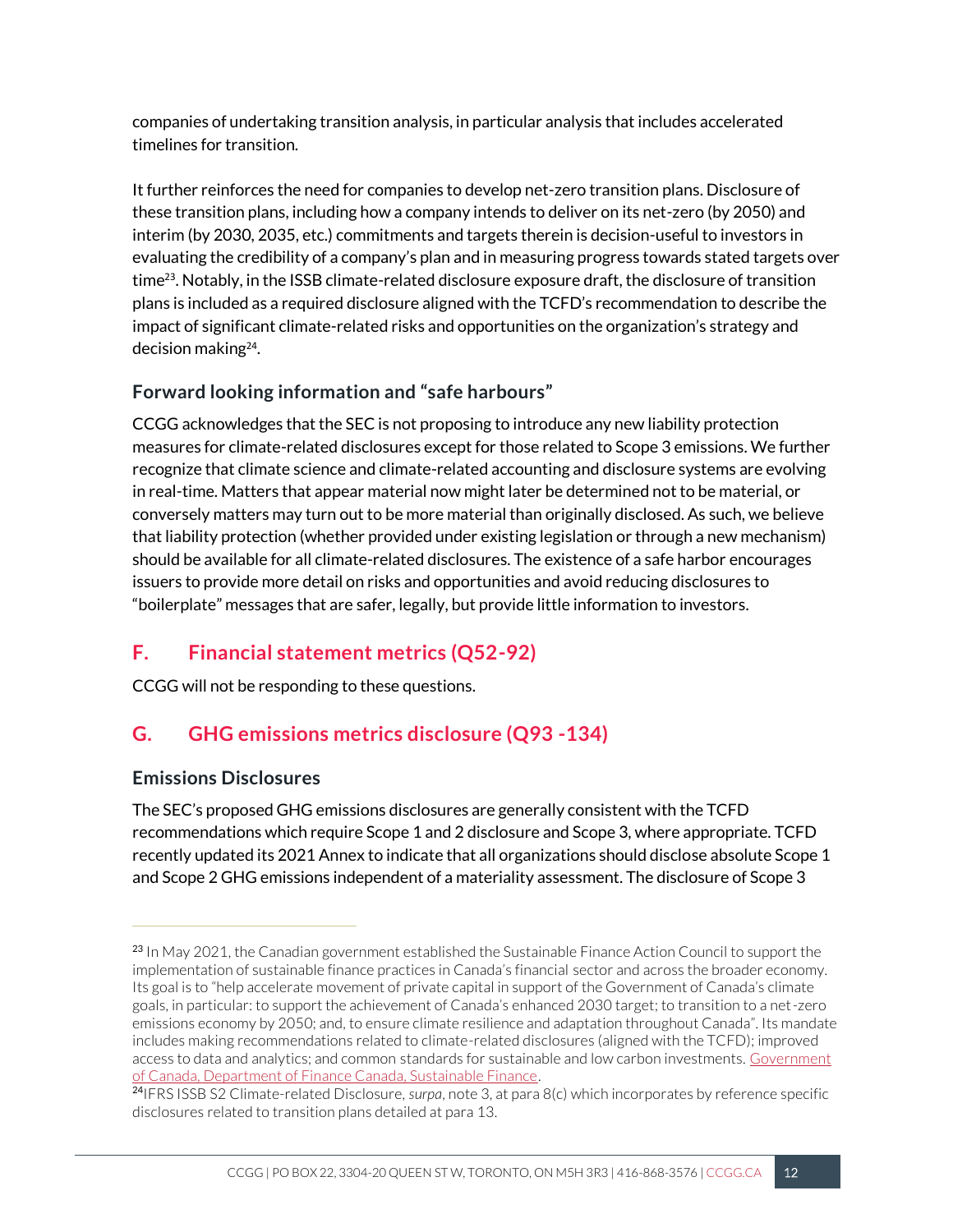companies of undertaking transition analysis, in particular analysis that includes accelerated timelines for transition.

It further reinforces the need for companies to develop net-zero transition plans. Disclosure of these transition plans, including how a company intends to deliver on its net-zero (by 2050) and interim (by 2030, 2035, etc.) commitments and targets therein is decision-useful to investors in evaluating the credibility of a company's plan and in measuring progress towards stated targets over time[23]. Notably, in the ISSB climate-related disclosure exposure draft, the disclosure of transition plans is included as a required disclosure aligned with the TCFD's recommendation to describe the impact of significant climate-related risks and opportunities on the organization's strategy and decision making[24].

### Forward looking information and "safe harbours"

CCGG acknowledges that the SEC is not proposing to introduce any new liability protection measures for climate-related disclosures except for those related to Scope 3 emissions. We further recognize that climate science and climate-related accounting and disclosure systems are evolving in real-time. Matters that appear material now might later be determined not to be material, or conversely matters may turn out to be more material than originally disclosed. As such, we believe that liability protection (whether provided under existing legislation or through a new mechanism) should be available for all climate-related disclosures. The existence of a safe harbor encourages issuers to provide more detail on risks and opportunities and avoid reducing disclosures to "boilerplate" messages that are safer, legally, but provide little information to investors.

## F. Financial statement metrics (Q52-92)

CCGG will not be responding to these questions.

## G. GHG emissions metrics disclosure (Q93 -134)

### Emissions Disclosures

The SEC's proposed GHG emissions disclosures are generally consistent with the TCFD recommendations which require Scope 1 and 2 disclosure and Scope 3, where appropriate. TCFD recently updated its 2021 Annex to indicate that all organizations should disclose absolute Scope 1 and Scope 2 GHG emissions independent of a materiality assessment. The disclosure of Scope 3

---

[23] In May 2021, the Canadian government established the Sustainable Finance Action Council to support the implementation of sustainable finance practices in Canada's financial sector and across the broader economy. Its goal is to "help accelerate movement of private capital in support of the Government of Canada's climate goals, in particular: to support the achievement of Canada's enhanced 2030 target; to transition to a net-zero emissions economy by 2050; and, to ensure climate resilience and adaptation throughout Canada". Its mandate includes making recommendations related to climate-related disclosures (aligned with the TCFD); improved access to data and analytics; and common standards for sustainable and low carbon investments. [Government of Canada, Department of Finance Canada, Sustainable Finance](Government of Canada, Department of Finance Canada, Sustainable Finance).

[24] IFRS ISSB S2 Climate-related Disclosure, *surpa*, note 3, at para 8(c) which incorporates by reference specific disclosures related to transition plans detailed at para 13.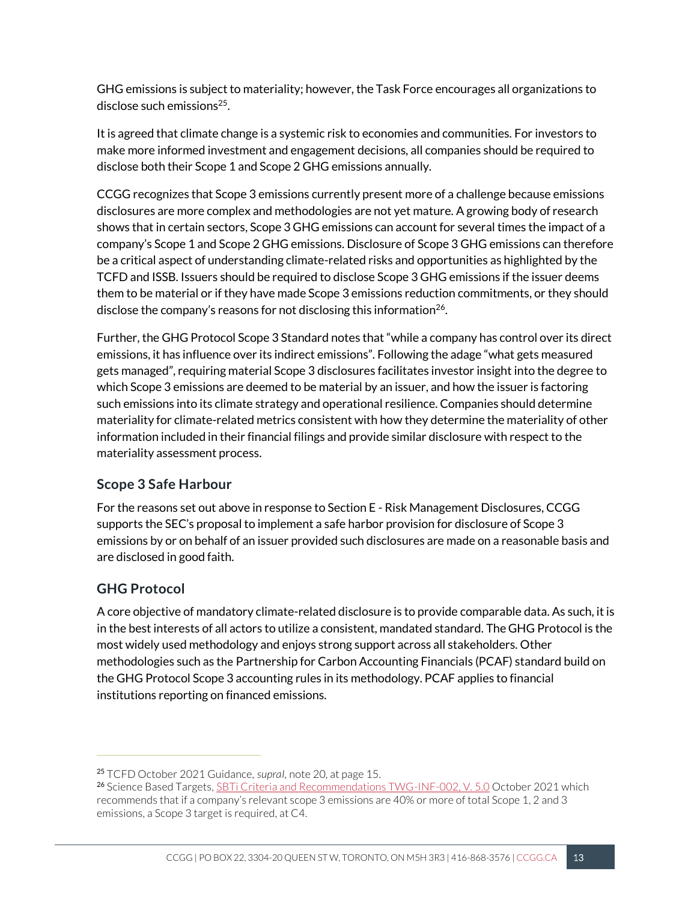GHG emissions is subject to materiality; however, the Task Force encourages all organizations to disclose such emissions[25].

It is agreed that climate change is a systemic risk to economies and communities. For investors to make more informed investment and engagement decisions, all companies should be required to disclose both their Scope 1 and Scope 2 GHG emissions annually.

CCGG recognizes that Scope 3 emissions currently present more of a challenge because emissions disclosures are more complex and methodologies are not yet mature. A growing body of research shows that in certain sectors, Scope 3 GHG emissions can account for several times the impact of a company's Scope 1 and Scope 2 GHG emissions. Disclosure of Scope 3 GHG emissions can therefore be a critical aspect of understanding climate-related risks and opportunities as highlighted by the TCFD and ISSB. Issuers should be required to disclose Scope 3 GHG emissions if the issuer deems them to be material or if they have made Scope 3 emissions reduction commitments, or they should disclose the company's reasons for not disclosing this information[26].

Further, the GHG Protocol Scope 3 Standard notes that "while a company has control over its direct emissions, it has influence over its indirect emissions". Following the adage "what gets measured gets managed", requiring material Scope 3 disclosures facilitates investor insight into the degree to which Scope 3 emissions are deemed to be material by an issuer, and how the issuer is factoring such emissions into its climate strategy and operational resilience. Companies should determine materiality for climate-related metrics consistent with how they determine the materiality of other information included in their financial filings and provide similar disclosure with respect to the materiality assessment process.

### Scope 3 Safe Harbour

For the reasons set out above in response to Section E - Risk Management Disclosures, CCGG supports the SEC's proposal to implement a safe harbor provision for disclosure of Scope 3 emissions by or on behalf of an issuer provided such disclosures are made on a reasonable basis and are disclosed in good faith.

### GHG Protocol

A core objective of mandatory climate-related disclosure is to provide comparable data. As such, it is in the best interests of all actors to utilize a consistent, mandated standard. The GHG Protocol is the most widely used methodology and enjoys strong support across all stakeholders. Other methodologies such as the Partnership for Carbon Accounting Financials (PCAF) standard build on the GHG Protocol Scope 3 accounting rules in its methodology. PCAF applies to financial institutions reporting on financed emissions.

---

[25] TCFD October 2021 Guidance, *supra*, note 20, at page 15.

[26] Science Based Targets, SBTi Criteria and Recommendations TWG-INF-002, V. 5.0 October 2021 which recommends that if a company's relevant scope 3 emissions are 40% or more of total Scope 1, 2 and 3 emissions, a Scope 3 target is required, at C4.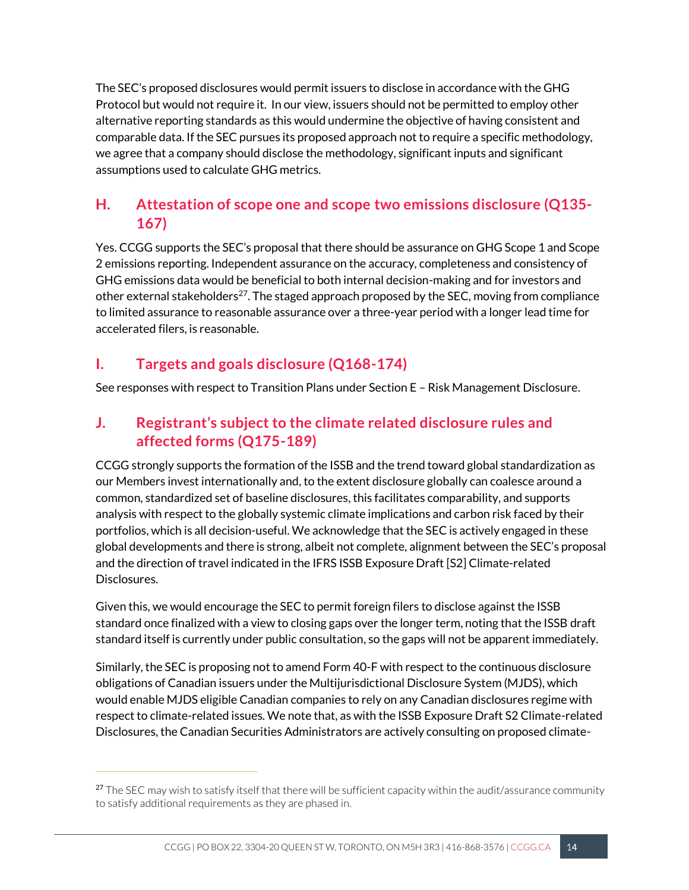The SEC's proposed disclosures would permit issuers to disclose in accordance with the GHG Protocol but would not require it. In our view, issuers should not be permitted to employ other alternative reporting standards as this would undermine the objective of having consistent and comparable data. If the SEC pursues its proposed approach not to require a specific methodology, we agree that a company should disclose the methodology, significant inputs and significant assumptions used to calculate GHG metrics.

## H. Attestation of scope one and scope two emissions disclosure (Q135-167)

Yes. CCGG supports the SEC's proposal that there should be assurance on GHG Scope 1 and Scope 2 emissions reporting. Independent assurance on the accuracy, completeness and consistency of GHG emissions data would be beneficial to both internal decision-making and for investors and other external stakeholders[27]. The staged approach proposed by the SEC, moving from compliance to limited assurance to reasonable assurance over a three-year period with a longer lead time for accelerated filers, is reasonable.

## I. Targets and goals disclosure (Q168-174)

See responses with respect to Transition Plans under Section E – Risk Management Disclosure.

## J. Registrant's subject to the climate related disclosure rules and affected forms (Q175-189)

CCGG strongly supports the formation of the ISSB and the trend toward global standardization as our Members invest internationally and, to the extent disclosure globally can coalesce around a common, standardized set of baseline disclosures, this facilitates comparability, and supports analysis with respect to the globally systemic climate implications and carbon risk faced by their portfolios, which is all decision-useful. We acknowledge that the SEC is actively engaged in these global developments and there is strong, albeit not complete, alignment between the SEC's proposal and the direction of travel indicated in the IFRS ISSB Exposure Draft [S2] Climate-related Disclosures.

Given this, we would encourage the SEC to permit foreign filers to disclose against the ISSB standard once finalized with a view to closing gaps over the longer term, noting that the ISSB draft standard itself is currently under public consultation, so the gaps will not be apparent immediately.

Similarly, the SEC is proposing not to amend Form 40-F with respect to the continuous disclosure obligations of Canadian issuers under the Multijurisdictional Disclosure System (MJDS), which would enable MJDS eligible Canadian companies to rely on any Canadian disclosures regime with respect to climate-related issues. We note that, as with the ISSB Exposure Draft S2 Climate-related Disclosures, the Canadian Securities Administrators are actively consulting on proposed climate-

---

[27] The SEC may wish to satisfy itself that there will be sufficient capacity within the audit/assurance community to satisfy additional requirements as they are phased in.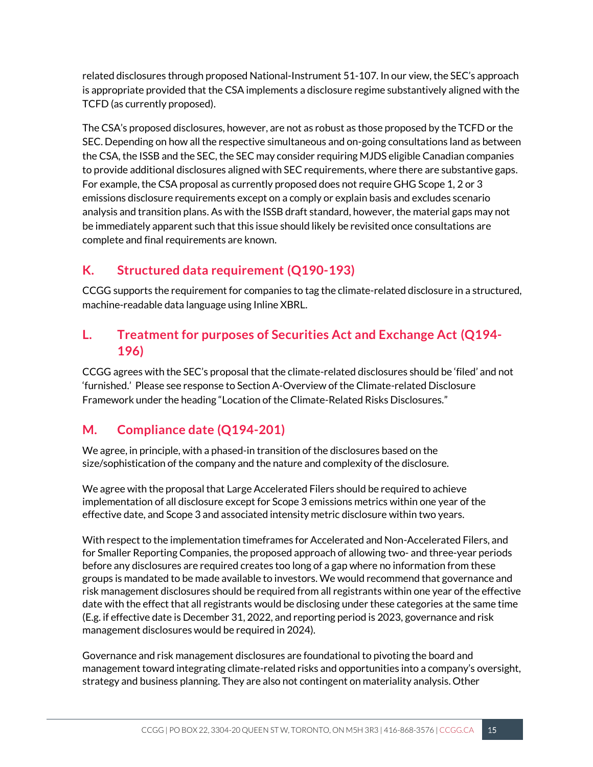related disclosures through proposed National-Instrument 51-107. In our view, the SEC's approach is appropriate provided that the CSA implements a disclosure regime substantively aligned with the TCFD (as currently proposed).

The CSA's proposed disclosures, however, are not as robust as those proposed by the TCFD or the SEC. Depending on how all the respective simultaneous and on-going consultations land as between the CSA, the ISSB and the SEC, the SEC may consider requiring MJDS eligible Canadian companies to provide additional disclosures aligned with SEC requirements, where there are substantive gaps. For example, the CSA proposal as currently proposed does not require GHG Scope 1, 2 or 3 emissions disclosure requirements except on a comply or explain basis and excludes scenario analysis and transition plans. As with the ISSB draft standard, however, the material gaps may not be immediately apparent such that this issue should likely be revisited once consultations are complete and final requirements are known.

## K. Structured data requirement (Q190-193)

CCGG supports the requirement for companies to tag the climate-related disclosure in a structured, machine-readable data language using Inline XBRL.

## L. Treatment for purposes of Securities Act and Exchange Act (Q194-196)

CCGG agrees with the SEC's proposal that the climate-related disclosures should be 'filed' and not 'furnished.' Please see response to Section A-Overview of the Climate-related Disclosure Framework under the heading "Location of the Climate-Related Risks Disclosures."

## M. Compliance date (Q194-201)

We agree, in principle, with a phased-in transition of the disclosures based on the size/sophistication of the company and the nature and complexity of the disclosure.

We agree with the proposal that Large Accelerated Filers should be required to achieve implementation of all disclosure except for Scope 3 emissions metrics within one year of the effective date, and Scope 3 and associated intensity metric disclosure within two years.

With respect to the implementation timeframes for Accelerated and Non-Accelerated Filers, and for Smaller Reporting Companies, the proposed approach of allowing two- and three-year periods before any disclosures are required creates too long of a gap where no information from these groups is mandated to be made available to investors. We would recommend that governance and risk management disclosures should be required from all registrants within one year of the effective date with the effect that all registrants would be disclosing under these categories at the same time (E.g. if effective date is December 31, 2022, and reporting period is 2023, governance and risk management disclosures would be required in 2024).

Governance and risk management disclosures are foundational to pivoting the board and management toward integrating climate-related risks and opportunities into a company's oversight, strategy and business planning. They are also not contingent on materiality analysis. Other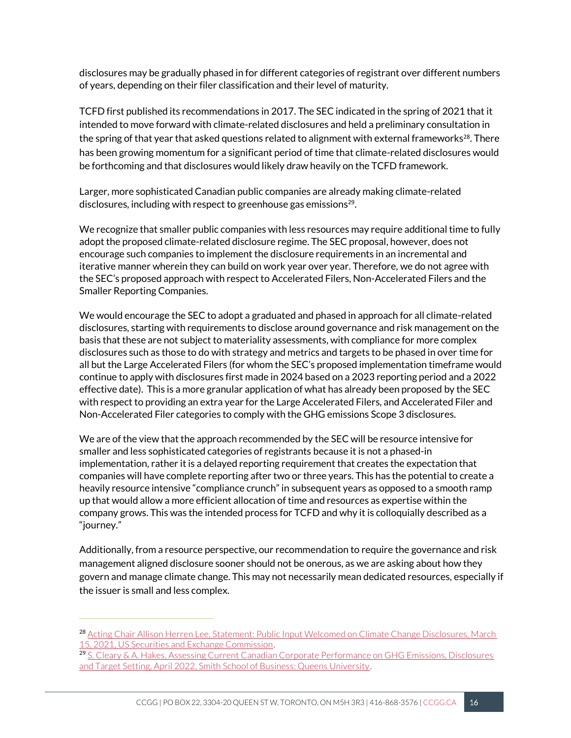disclosures may be gradually phased in for different categories of registrant over different numbers of years, depending on their filer classification and their level of maturity.

TCFD first published its recommendations in 2017. The SEC indicated in the spring of 2021 that it intended to move forward with climate-related disclosures and held a preliminary consultation in the spring of that year that asked questions related to alignment with external frameworks[28]. There has been growing momentum for a significant period of time that climate-related disclosures would be forthcoming and that disclosures would likely draw heavily on the TCFD framework.

Larger, more sophisticated Canadian public companies are already making climate-related disclosures, including with respect to greenhouse gas emissions[29].

We recognize that smaller public companies with less resources may require additional time to fully adopt the proposed climate-related disclosure regime. The SEC proposal, however, does not encourage such companies to implement the disclosure requirements in an incremental and iterative manner wherein they can build on work year over year. Therefore, we do not agree with the SEC's proposed approach with respect to Accelerated Filers, Non-Accelerated Filers and the Smaller Reporting Companies.

We would encourage the SEC to adopt a graduated and phased in approach for all climate-related disclosures, starting with requirements to disclose around governance and risk management on the basis that these are not subject to materiality assessments, with compliance for more complex disclosures such as those to do with strategy and metrics and targets to be phased in over time for all but the Large Accelerated Filers (for whom the SEC's proposed implementation timeframe would continue to apply with disclosures first made in 2024 based on a 2023 reporting period and a 2022 effective date). This is a more granular application of what has already been proposed by the SEC with respect to providing an extra year for the Large Accelerated Filers, and Accelerated Filer and Non-Accelerated Filer categories to comply with the GHG emissions Scope 3 disclosures.

We are of the view that the approach recommended by the SEC will be resource intensive for smaller and less sophisticated categories of registrants because it is not a phased-in implementation, rather it is a delayed reporting requirement that creates the expectation that companies will have complete reporting after two or three years. This has the potential to create a heavily resource intensive "compliance crunch" in subsequent years as opposed to a smooth ramp up that would allow a more efficient allocation of time and resources as expertise within the company grows. This was the intended process for TCFD and why it is colloquially described as a "journey."

Additionally, from a resource perspective, our recommendation to require the governance and risk management aligned disclosure sooner should not be onerous, as we are asking about how they govern and manage climate change. This may not necessarily mean dedicated resources, especially if the issuer is small and less complex.

---

[28] Acting Chair Allison Herren Lee, Statement: Public Input Welcomed on Climate Change Disclosures, March 15, 2021, US Securities and Exchange Commission.

[29] S. Cleary & A. Hakes, Assessing Current Canadian Corporate Performance on GHG Emissions, Disclosures and Target Setting, April 2022, Smith School of Business: Queens University.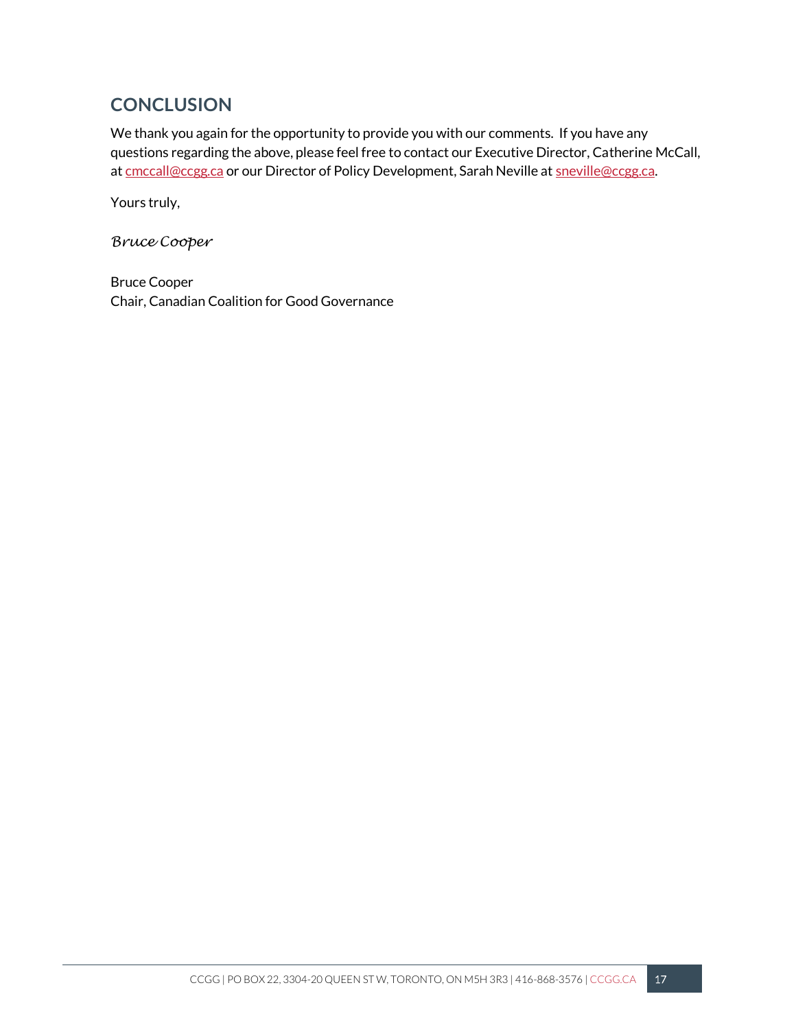## CONCLUSION

We thank you again for the opportunity to provide you with our comments. If you have any questions regarding the above, please feel free to contact our Executive Director, Catherine McCall, at cmccall@ccgg.ca or our Director of Policy Development, Sarah Neville at sneville@ccgg.ca.

Yours truly,

*Bruce Cooper*

Bruce Cooper
Chair, Canadian Coalition for Good Governance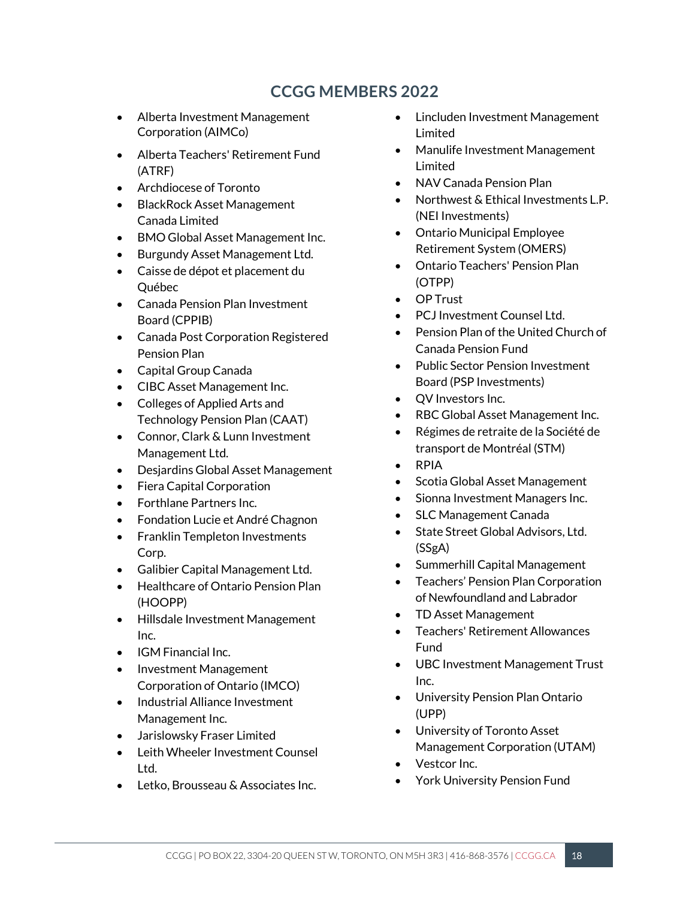## CCGG MEMBERS 2022

- Alberta Investment Management Corporation (AIMCo)
- Alberta Teachers' Retirement Fund (ATRF)
- Archdiocese of Toronto
- BlackRock Asset Management Canada Limited
- BMO Global Asset Management Inc.
- Burgundy Asset Management Ltd.
- Caisse de dépot et placement du Québec
- Canada Pension Plan Investment Board (CPPIB)
- Canada Post Corporation Registered Pension Plan
- Capital Group Canada
- CIBC Asset Management Inc.
- Colleges of Applied Arts and Technology Pension Plan (CAAT)
- Connor, Clark & Lunn Investment Management Ltd.
- Desjardins Global Asset Management
- Fiera Capital Corporation
- Forthlane Partners Inc.
- Fondation Lucie et André Chagnon
- Franklin Templeton Investments Corp.
- Galibier Capital Management Ltd.
- Healthcare of Ontario Pension Plan (HOOPP)
- Hillsdale Investment Management Inc.
- IGM Financial Inc.
- Investment Management Corporation of Ontario (IMCO)
- Industrial Alliance Investment Management Inc.
- Jarislowsky Fraser Limited
- Leith Wheeler Investment Counsel Ltd.
- Letko, Brousseau & Associates Inc.
- Lincluden Investment Management Limited
- Manulife Investment Management Limited
- NAV Canada Pension Plan
- Northwest & Ethical Investments L.P. (NEI Investments)
- Ontario Municipal Employee Retirement System (OMERS)
- Ontario Teachers' Pension Plan (OTPP)
- OP Trust
- PCJ Investment Counsel Ltd.
- Pension Plan of the United Church of Canada Pension Fund
- Public Sector Pension Investment Board (PSP Investments)
- QV Investors Inc.
- RBC Global Asset Management Inc.
- Régimes de retraite de la Société de transport de Montréal (STM)
- RPIA
- Scotia Global Asset Management
- Sionna Investment Managers Inc.
- SLC Management Canada
- State Street Global Advisors, Ltd. (SSgA)
- Summerhill Capital Management
- Teachers' Pension Plan Corporation of Newfoundland and Labrador
- TD Asset Management
- Teachers' Retirement Allowances Fund
- UBC Investment Management Trust Inc.
- University Pension Plan Ontario (UPP)
- University of Toronto Asset Management Corporation (UTAM)
- Vestcor Inc.
- York University Pension Fund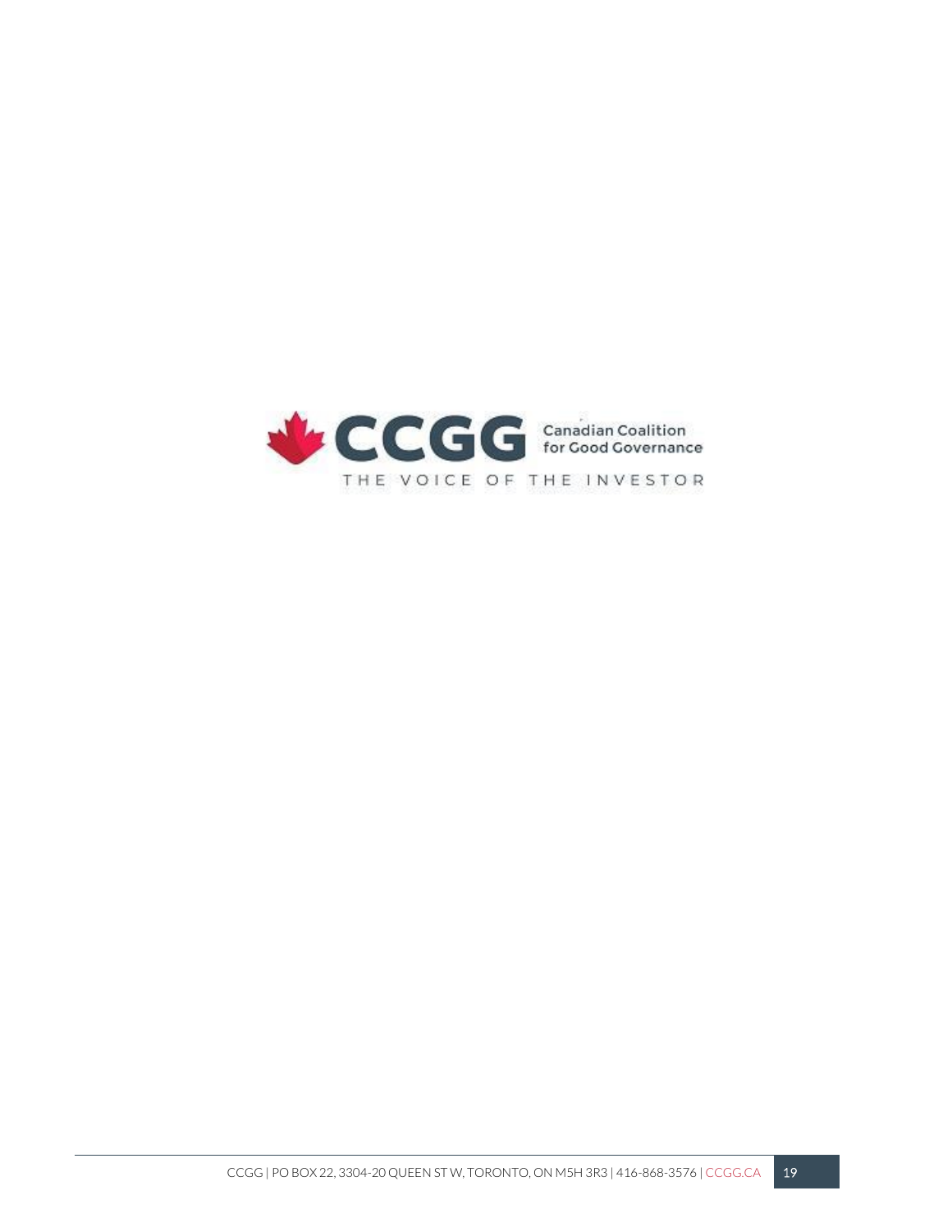CCGG Canadian Coalition for Good Governance

THE VOICE OF THE INVESTOR